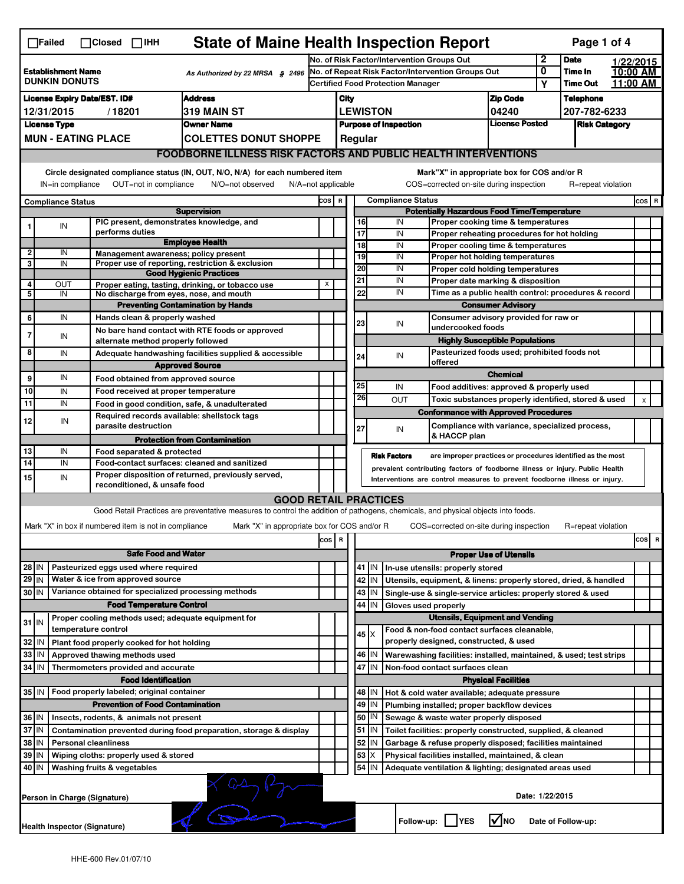☐Failed ☐Closed ☐IHH

# State of Maine Health Inspection Report

| | | |
|---|---|---|
| **Establishment Name** DUNKIN DONUTS | As Authorized by 22 MRSA § 2496 | No. of Risk Factor/Intervention Groups Out: 2 |
| | | No. of Repeat Risk Factor/Intervention Groups Out: 0 |
| | | Certified Food Protection Manager: Y |

**Date** 1/22/2015 | **Time In** 10:00 AM | **Time Out** 11:00 AM

| License Expiry Date/EST. ID# | Address | City | Zip Code | Telephone |
|---|---|---|---|---|
| 12/31/2015 / 18201 | 319 MAIN ST | LEWISTON | 04240 | 207-782-6233 |

| License Type | Owner Name | Purpose of Inspection | License Posted | Risk Category |
|---|---|---|---|---|
| MUN - EATING PLACE | COLETTES DONUT SHOPPE | Regular | | |

## FOODBORNE ILLNESS RISK FACTORS AND PUBLIC HEALTH INTERVENTIONS

Circle designated compliance status (IN, OUT, N/O, N/A) for each numbered item
IN=in compliance OUT=not in compliance N/O=not observed N/A=not applicable

Mark"X" in appropriate box for COS and/or R
COS=corrected on-site during inspection R=repeat violation

| # | Compliance Status | Item | COS | R |
|---|---|---|---|---|
| | | **Supervision** | | |
| 1 | IN | PIC present, demonstrates knowledge, and performs duties | | |
| | | **Employee Health** | | |
| 2 | IN | Management awareness; policy present | | |
| 3 | IN | Proper use of reporting, restriction & exclusion | | |
| | | **Good Hygienic Practices** | | |
| 4 | OUT | Proper eating, tasting, drinking, or tobacco use | X | |
| 5 | IN | No discharge from eyes, nose, and mouth | | |
| | | **Preventing Contamination by Hands** | | |
| 6 | IN | Hands clean & properly washed | | |
| 7 | IN | No bare hand contact with RTE foods or approved alternate method properly followed | | |
| 8 | IN | Adequate handwashing facilities supplied & accessible | | |
| | | **Approved Source** | | |
| 9 | IN | Food obtained from approved source | | |
| 10 | IN | Food received at proper temperature | | |
| 11 | IN | Food in good condition, safe, & unadulterated | | |
| 12 | IN | Required records available: shellstock tags parasite destruction | | |
| | | **Protection from Contamination** | | |
| 13 | IN | Food separated & protected | | |
| 14 | IN | Food-contact surfaces: cleaned and sanitized | | |
| 15 | IN | Proper disposition of returned, previously served, reconditioned, & unsafe food | | |
| | | **Potentially Hazardous Food Time/Temperature** | | |
| 16 | IN | Proper cooking time & temperatures | | |
| 17 | IN | Proper reheating procedures for hot holding | | |
| 18 | IN | Proper cooling time & temperatures | | |
| 19 | IN | Proper hot holding temperatures | | |
| 20 | IN | Proper cold holding temperatures | | |
| 21 | IN | Proper date marking & disposition | | |
| 22 | IN | Time as a public health control: procedures & record | | |
| | | **Consumer Advisory** | | |
| 23 | IN | Consumer advisory provided for raw or undercooked foods | | |
| | | **Highly Susceptible Populations** | | |
| 24 | IN | Pasteurized foods used; prohibited foods not offered | | |
| | | **Chemical** | | |
| 25 | IN | Food additives: approved & properly used | | |
| 26 | OUT | Toxic substances properly identified, stored & used | | X |
| | | **Conformance with Approved Procedures** | | |
| 27 | IN | Compliance with variance, specialized process, & HACCP plan | | |

**Risk Factors** are improper practices or procedures identified as the most prevalent contributing factors of foodborne illness or injury. Public Health Interventions are control measures to prevent foodborne illness or injury.

## GOOD RETAIL PRACTICES

Good Retail Practices are preventative measures to control the addition of pathogens, chemicals, and physical objects into foods.

Mark "X" in box if numbered item is not in compliance. Mark "X" in appropriate box for COS and/or R. COS=corrected on-site during inspection R=repeat violation

| # | Status | Item | COS | R |
|---|---|---|---|---|
| | | **Safe Food and Water** | | |
| 28 | IN | Pasteurized eggs used where required | | |
| 29 | IN | Water & ice from approved source | | |
| 30 | IN | Variance obtained for specialized processing methods | | |
| | | **Food Temperature Control** | | |
| 31 | IN | Proper cooling methods used; adequate equipment for temperature control | | |
| 32 | IN | Plant food properly cooked for hot holding | | |
| 33 | IN | Approved thawing methods used | | |
| 34 | IN | Thermometers provided and accurate | | |
| | | **Food Identification** | | |
| 35 | IN | Food properly labeled; original container | | |
| | | **Prevention of Food Contamination** | | |
| 36 | IN | Insects, rodents, & animals not present | | |
| 37 | IN | Contamination prevented during food preparation, storage & display | | |
| 38 | IN | Personal cleanliness | | |
| 39 | IN | Wiping cloths: properly used & stored | | |
| 40 | IN | Washing fruits & vegetables | | |
| | | **Proper Use of Utensils** | | |
| 41 | IN | In-use utensils: properly stored | | |
| 42 | IN | Utensils, equipment, & linens: properly stored, dried, & handled | | |
| 43 | IN | Single-use & single-service articles: properly stored & used | | |
| 44 | IN | Gloves used properly | | |
| | | **Utensils, Equipment and Vending** | | |
| 45 | X | Food & non-food contact surfaces cleanable, properly designed, constructed, & used | | |
| 46 | IN | Warewashing facilities: installed, maintained, & used; test strips | | |
| 47 | IN | Non-food contact surfaces clean | | |
| | | **Physical Facilities** | | |
| 48 | IN | Hot & cold water available; adequate pressure | | |
| 49 | IN | Plumbing installed; proper backflow devices | | |
| 50 | IN | Sewage & waste water properly disposed | | |
| 51 | IN | Toilet facilities: properly constructed, supplied, & cleaned | | |
| 52 | IN | Garbage & refuse properly disposed; facilities maintained | | |
| 53 | X | Physical facilities installed, maintained, & clean | | |
| 54 | IN | Adequate ventilation & lighting; designated areas used | | |

Person in Charge (Signature)

Date: 1/22/2015

Health Inspector (Signature)

Follow-up: ☐YES ☑NO Date of Follow-up:

HHE-600 Rev.01/07/10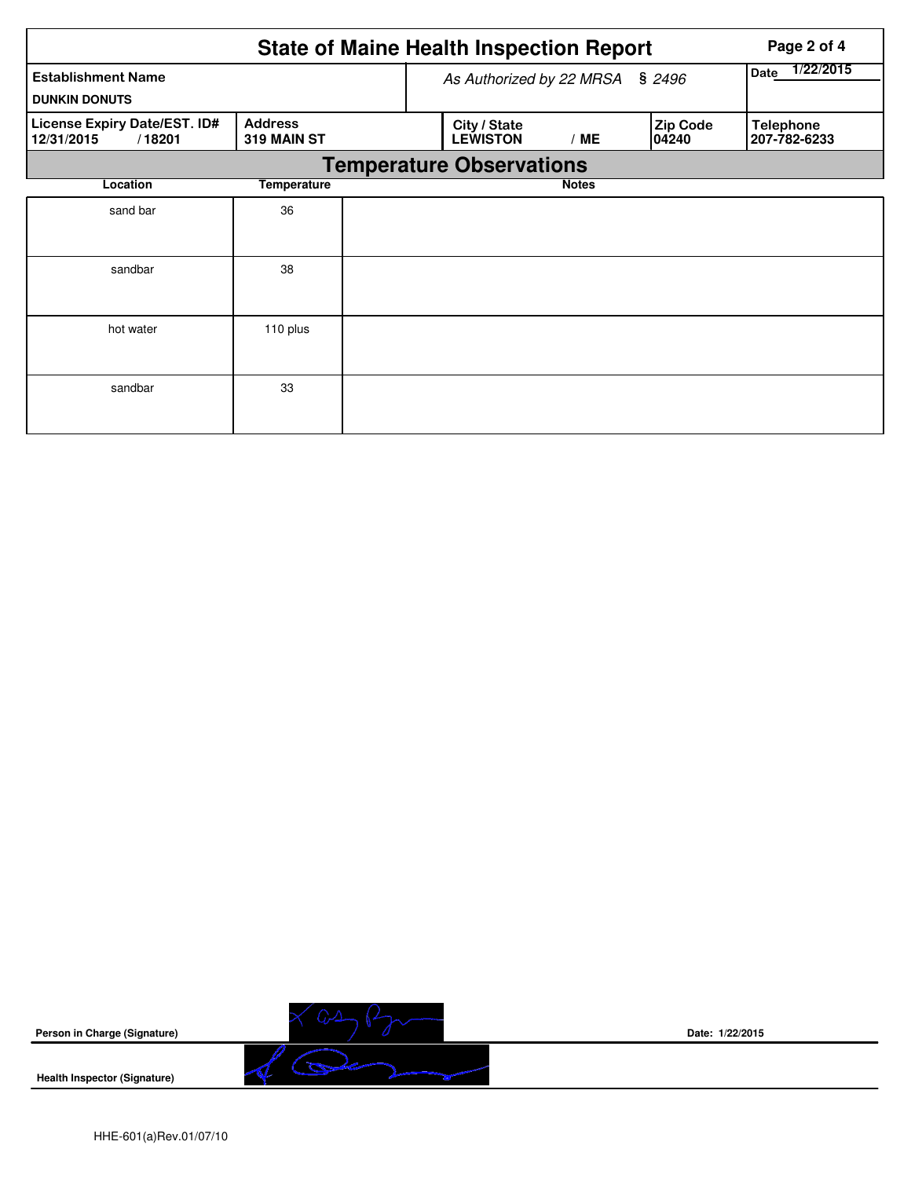# State of Maine Health Inspection Report

| Establishment Name | As Authorized by 22 MRSA § 2496 | Date 1/22/2015 |
|---|---|---|
| DUNKIN DONUTS | | |

| License Expiry Date/EST. ID# | Address | City / State | Zip Code | Telephone |
|---|---|---|---|---|
| 12/31/2015 / 18201 | 319 MAIN ST | LEWISTON / ME | 04240 | 207-782-6233 |

## Temperature Observations

| Location | Temperature | Notes |
|---|---|---|
| sand bar | 36 | |
| sandbar | 38 | |
| hot water | 110 plus | |
| sandbar | 33 | |

**Person in Charge (Signature)**

**Date:** 1/22/2015

**Health Inspector (Signature)**

HHE-601(a)Rev.01/07/10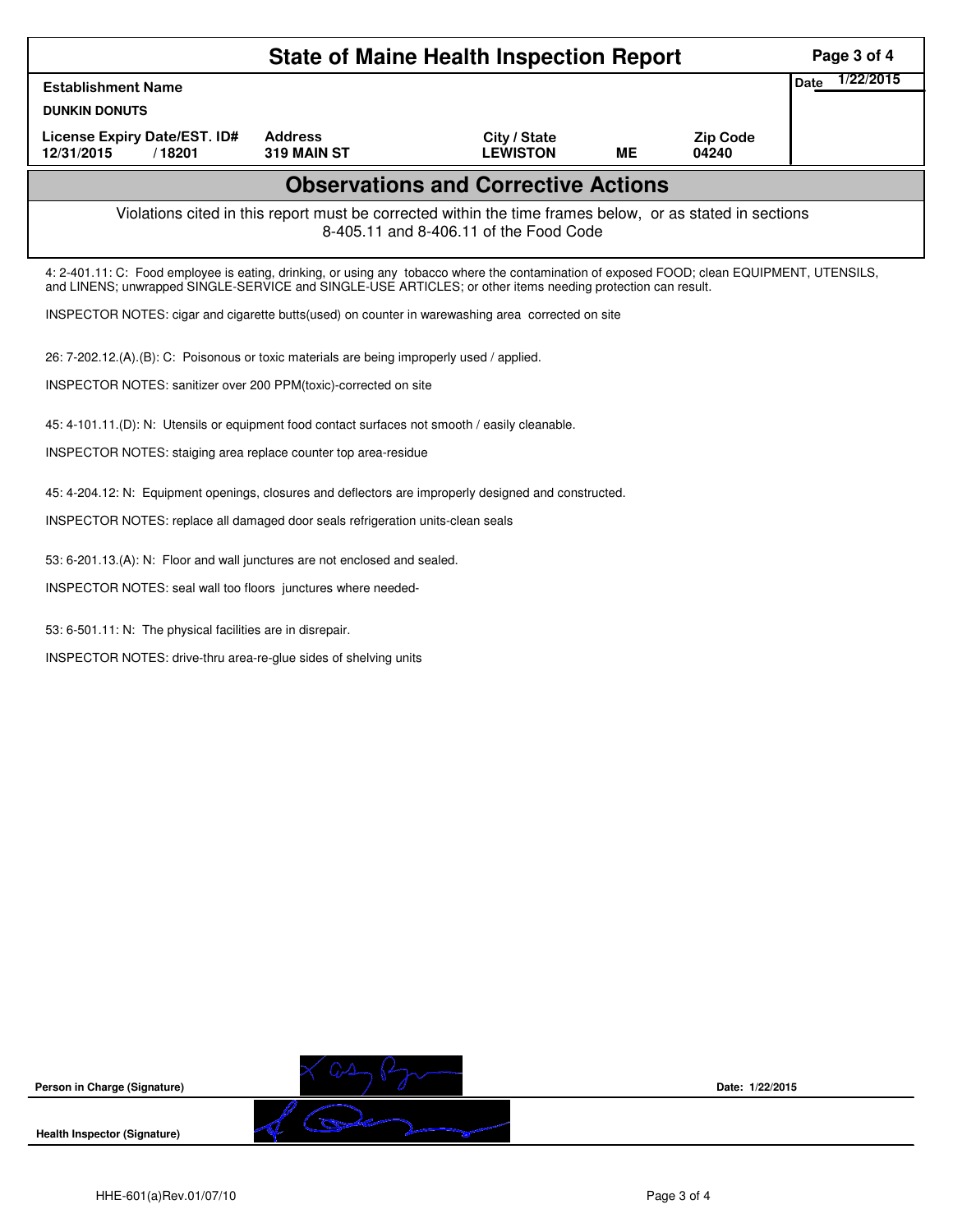# State of Maine Health Inspection Report

| Establishment Name | | | | | Date 1/22/2015 |
|---|---|---|---|---|---|
| DUNKIN DONUTS | | | | | |
| License Expiry Date/EST. ID# | Address | City / State | | Zip Code | |
| 12/31/2015 / 18201 | 319 MAIN ST | LEWISTON | ME | 04240 | |

## Observations and Corrective Actions

Violations cited in this report must be corrected within the time frames below, or as stated in sections 8-405.11 and 8-406.11 of the Food Code

4: 2-401.11: C: Food employee is eating, drinking, or using any tobacco where the contamination of exposed FOOD; clean EQUIPMENT, UTENSILS, and LINENS; unwrapped SINGLE-SERVICE and SINGLE-USE ARTICLES; or other items needing protection can result.

INSPECTOR NOTES: cigar and cigarette butts(used) on counter in warewashing area corrected on site

26: 7-202.12.(A).(B): C: Poisonous or toxic materials are being improperly used / applied.

INSPECTOR NOTES: sanitizer over 200 PPM(toxic)-corrected on site

45: 4-101.11.(D): N: Utensils or equipment food contact surfaces not smooth / easily cleanable.

INSPECTOR NOTES: staiging area replace counter top area-residue

45: 4-204.12: N: Equipment openings, closures and deflectors are improperly designed and constructed.

INSPECTOR NOTES: replace all damaged door seals refrigeration units-clean seals

53: 6-201.13.(A): N: Floor and wall junctures are not enclosed and sealed.

INSPECTOR NOTES: seal wall too floors junctures where needed-

53: 6-501.11: N: The physical facilities are in disrepair.

INSPECTOR NOTES: drive-thru area-re-glue sides of shelving units

**Person in Charge (Signature)** Date: 1/22/2015

**Health Inspector (Signature)**

HHE-601(a)Rev.01/07/10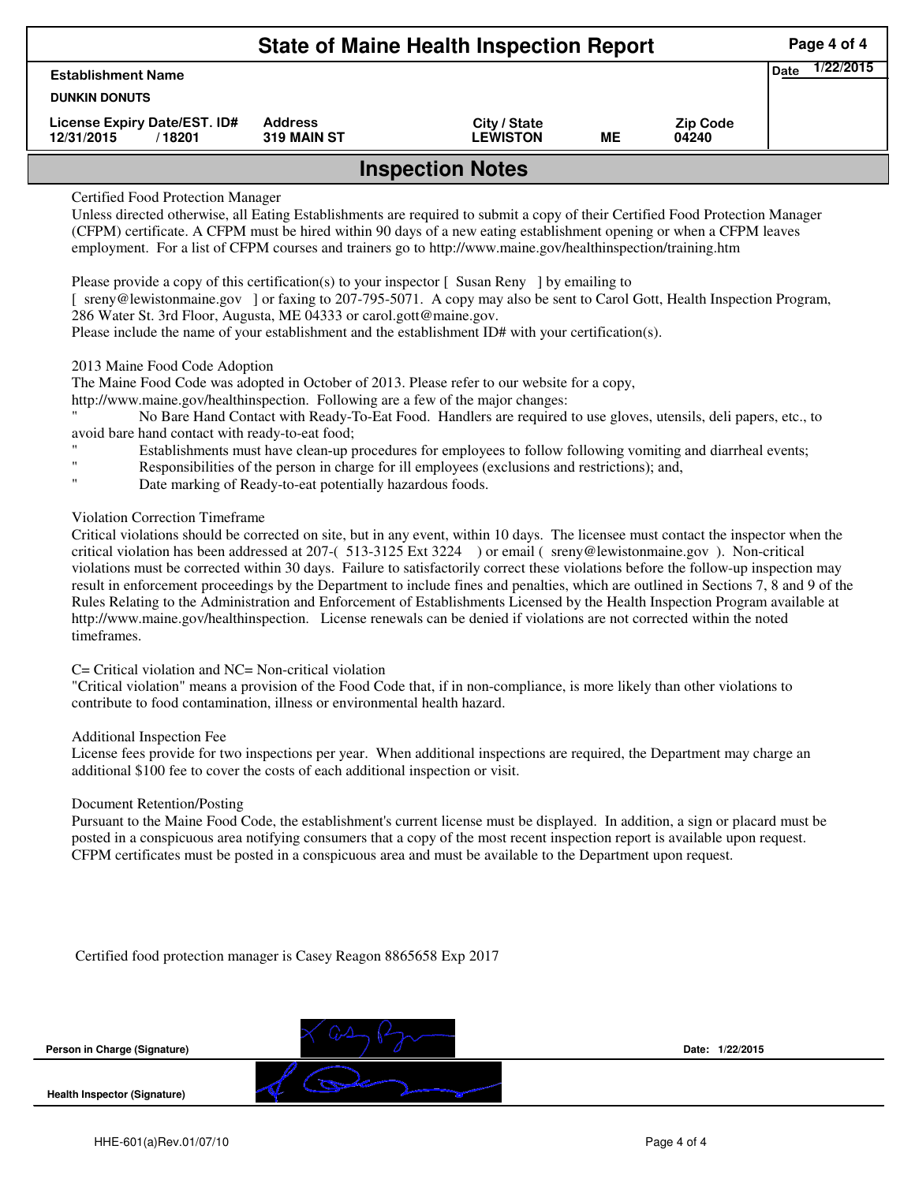# State of Maine Health Inspection Report

| Establishment Name | | | | | Date 1/22/2015 |
|---|---|---|---|---|---|
| DUNKIN DONUTS | | | | | |
| License Expiry Date/EST. ID# | Address | City / State | | Zip Code | |
| 12/31/2015 / 18201 | 319 MAIN ST | LEWISTON | ME | 04240 | |

## Inspection Notes

Certified Food Protection Manager
Unless directed otherwise, all Eating Establishments are required to submit a copy of their Certified Food Protection Manager (CFPM) certificate. A CFPM must be hired within 90 days of a new eating establishment opening or when a CFPM leaves employment. For a list of CFPM courses and trainers go to http://www.maine.gov/healthinspection/training.htm

Please provide a copy of this certification(s) to your inspector [ Susan Reny ] by emailing to [ sreny@lewistonmaine.gov ] or faxing to 207-795-5071. A copy may also be sent to Carol Gott, Health Inspection Program, 286 Water St. 3rd Floor, Augusta, ME 04333 or carol.gott@maine.gov.
Please include the name of your establishment and the establishment ID# with your certification(s).

2013 Maine Food Code Adoption
The Maine Food Code was adopted in October of 2013. Please refer to our website for a copy, http://www.maine.gov/healthinspection. Following are a few of the major changes:

" No Bare Hand Contact with Ready-To-Eat Food. Handlers are required to use gloves, utensils, deli papers, etc., to avoid bare hand contact with ready-to-eat food;
" Establishments must have clean-up procedures for employees to follow following vomiting and diarrheal events;
" Responsibilities of the person in charge for ill employees (exclusions and restrictions); and,
" Date marking of Ready-to-eat potentially hazardous foods.

Violation Correction Timeframe
Critical violations should be corrected on site, but in any event, within 10 days. The licensee must contact the inspector when the critical violation has been addressed at 207-( 513-3125 Ext 3224 ) or email ( sreny@lewistonmaine.gov ). Non-critical violations must be corrected within 30 days. Failure to satisfactorily correct these violations before the follow-up inspection may result in enforcement proceedings by the Department to include fines and penalties, which are outlined in Sections 7, 8 and 9 of the Rules Relating to the Administration and Enforcement of Establishments Licensed by the Health Inspection Program available at http://www.maine.gov/healthinspection. License renewals can be denied if violations are not corrected within the noted timeframes.

C= Critical violation and NC= Non-critical violation
"Critical violation" means a provision of the Food Code that, if in non-compliance, is more likely than other violations to contribute to food contamination, illness or environmental health hazard.

Additional Inspection Fee
License fees provide for two inspections per year. When additional inspections are required, the Department may charge an additional $100 fee to cover the costs of each additional inspection or visit.

Document Retention/Posting
Pursuant to the Maine Food Code, the establishment's current license must be displayed. In addition, a sign or placard must be posted in a conspicuous area notifying consumers that a copy of the most recent inspection report is available upon request. CFPM certificates must be posted in a conspicuous area and must be available to the Department upon request.

Certified food protection manager is Casey Reagon 8865658 Exp 2017

**Person in Charge (Signature)** [signature] **Date: 1/22/2015**

**Health Inspector (Signature)** [signature]

HHE-601(a)Rev.01/07/10